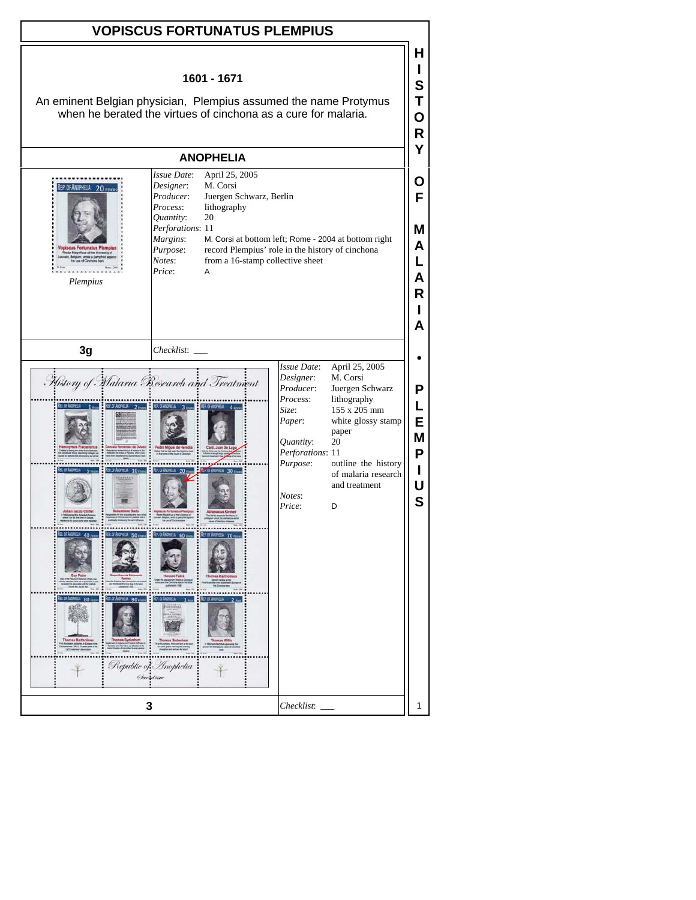# VOPISCUS FORTUNATUS PLEMPIUS

**1601 - 1671**

An eminent Belgian physician, Plempius assumed the name Protymus when he berated the virtues of cinchona as a cure for malaria.

## ANOPHELIA

*Plempius*

| | |
|---|---|
| *Issue Date*: | April 25, 2005 |
| *Designer*: | M. Corsi |
| *Producer*: | Juergen Schwarz, Berlin |
| *Process*: | lithography |
| *Quantity*: | 20 |
| *Perforations*: | 11 |
| *Margins*: | M. Corsi at bottom left; Rome - 2004 at bottom right |
| *Purpose*: | record Plempius' role in the history of cinchona |
| *Notes*: | from a 16-stamp collective sheet |
| *Price*: | A |

**3g**

*Checklist*: ___

| | |
|---|---|
| *Issue Date*: | April 25, 2005 |
| *Designer*: | M. Corsi |
| *Producer*: | Juergen Schwarz |
| *Process*: | lithography |
| *Size*: | 155 x 205 mm |
| *Paper*: | white glossy stamp paper |
| *Quantity*: | 20 |
| *Perforations*: | 11 |
| *Purpose*: | outline the history of malaria research and treatment |
| *Notes*: | |
| *Price*: | D |

**3**

*Checklist*: ___

HISTORY OF MALARIA • PLEMPIUS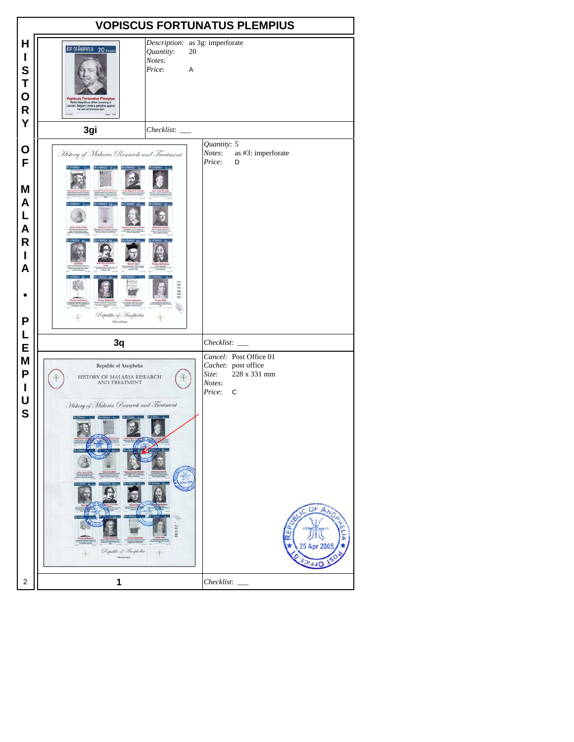# VOPISCUS FORTUNATUS PLEMPIUS

HISTORY OF MALARIA • PLEMPIUS

| | |
|---|---|
| **3gi** | *Description*: as 3g: imperforate<br>*Quantity*: 20<br>*Notes*:<br>*Price*: A<br><br>*Checklist*: ___ |
| **3q** | *Quantity*: 5<br>*Notes*: as #3: imperforate<br>*Price*: D<br><br>*Checklist*: ___ |
| **1** | *Cancel*: Post Office 01<br>*Cachet*: post office<br>*Size*: 228 x 331 mm<br>*Notes*:<br>*Price*: C<br><br>*Checklist*: ___ |